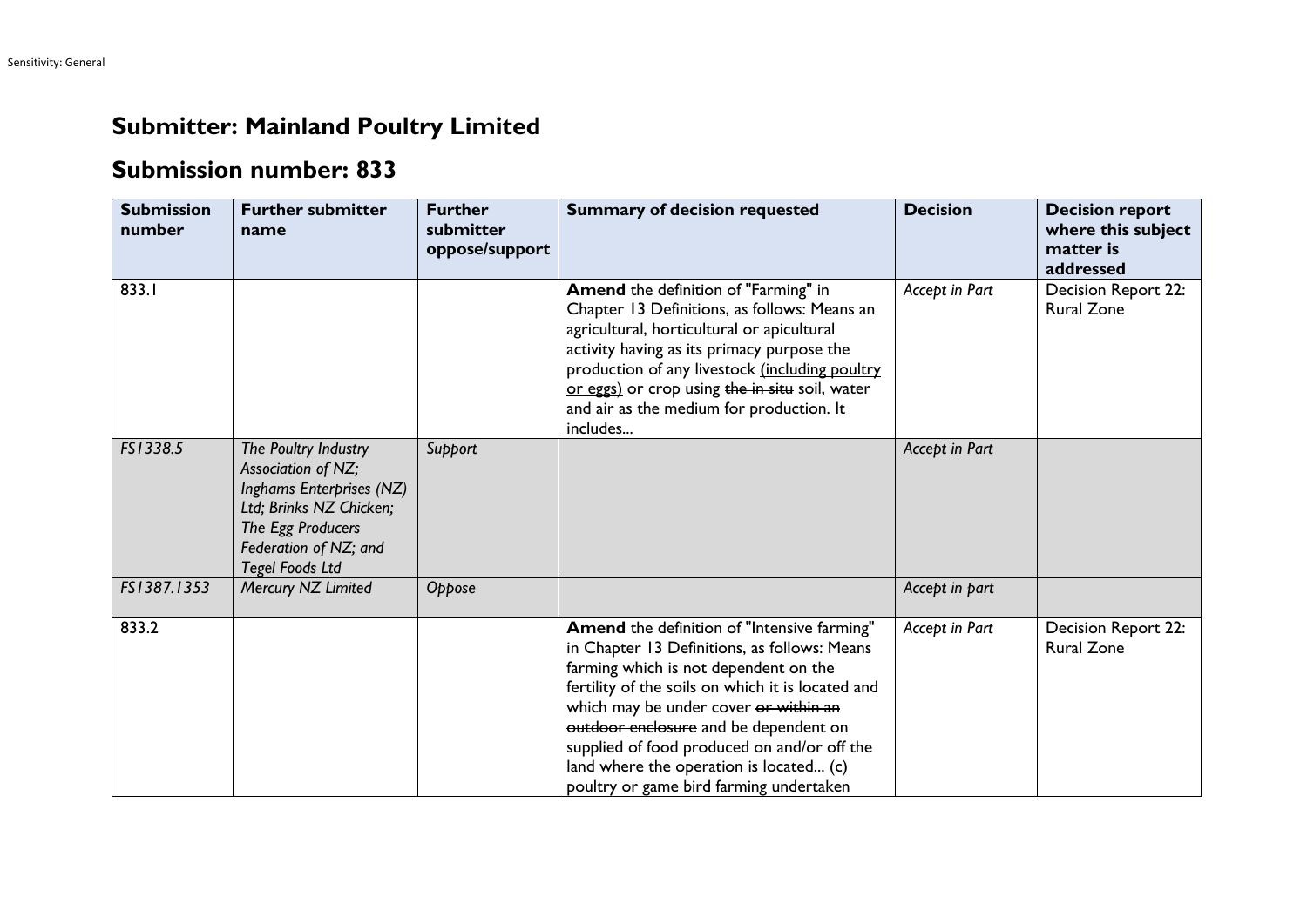# Submitter: Mainland Poultry Limited

## Submission number: 833

| Submission number | Further submitter name | Further submitter oppose/support | Summary of decision requested | Decision | Decision report where this subject matter is addressed |
|---|---|---|---|---|---|
| 833.1 | | | **Amend** the definition of "Farming" in Chapter 13 Definitions, as follows: Means an agricultural, horticultural or apicultural activity having as its primacy purpose the production of any livestock <u>(including poultry or eggs)</u> or crop using ~~the in situ~~ soil, water and air as the medium for production. It includes... | *Accept in Part* | Decision Report 22: Rural Zone |
| *FS1338.5* | *The Poultry Industry Association of NZ; Inghams Enterprises (NZ) Ltd; Brinks NZ Chicken; The Egg Producers Federation of NZ; and Tegel Foods Ltd* | *Support* | | *Accept in Part* | |
| *FS1387.1353* | *Mercury NZ Limited* | *Oppose* | | *Accept in part* | |
| 833.2 | | | **Amend** the definition of "Intensive farming" in Chapter 13 Definitions, as follows: Means farming which is not dependent on the fertility of the soils on which it is located and which may be under cover ~~or within an outdoor enclosure~~ and be dependent on supplied of food produced on and/or off the land where the operation is located... (c) poultry or game bird farming undertaken | *Accept in Part* | Decision Report 22: Rural Zone |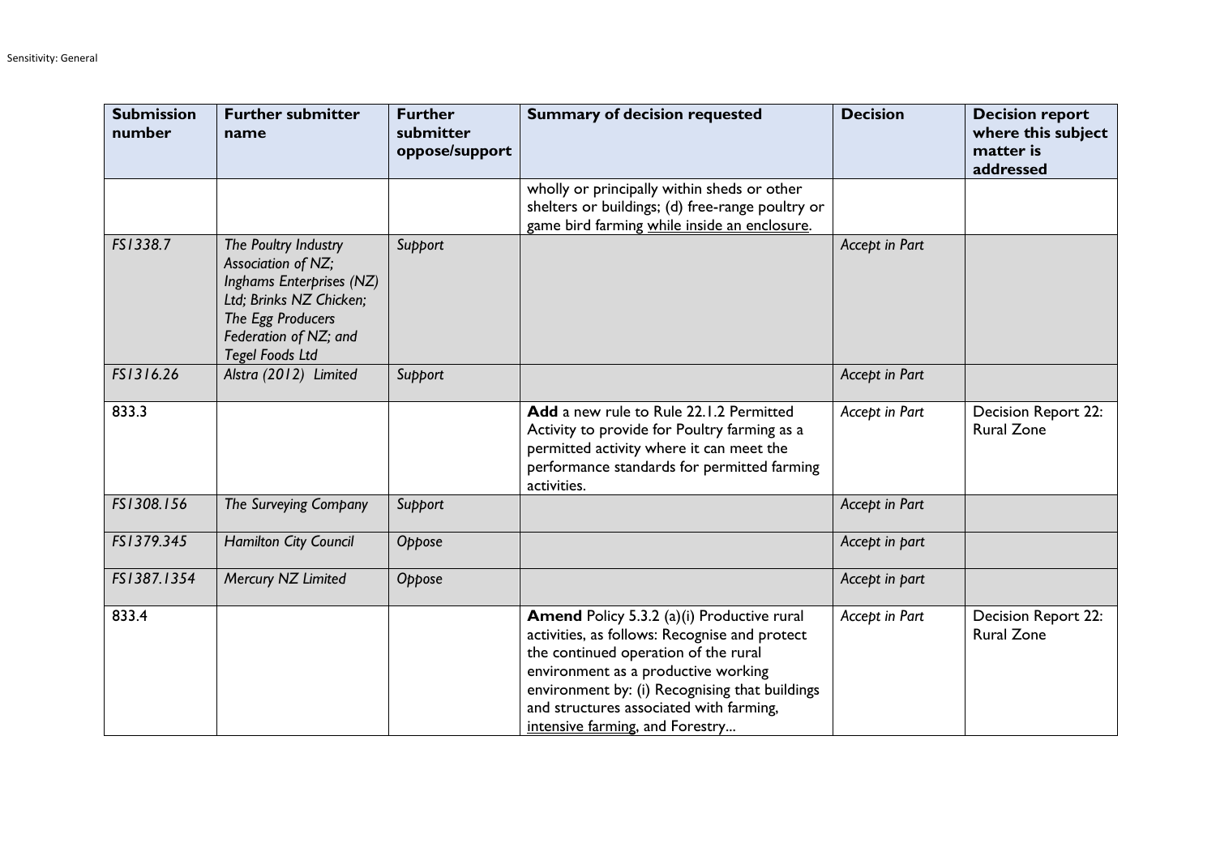| Submission number | Further submitter name | Further submitter oppose/support | Summary of decision requested | Decision | Decision report where this subject matter is addressed |
|---|---|---|---|---|---|
| | | | wholly or principally within sheds or other shelters or buildings; (d) free-range poultry or game bird farming while inside an enclosure. | | |
| *FS1338.7* | *The Poultry Industry Association of NZ; Inghams Enterprises (NZ) Ltd; Brinks NZ Chicken; The Egg Producers Federation of NZ; and Tegel Foods Ltd* | *Support* | | *Accept in Part* | |
| *FS1316.26* | *Alstra (2012) Limited* | *Support* | | *Accept in Part* | |
| 833.3 | | | **Add** a new rule to Rule 22.1.2 Permitted Activity to provide for Poultry farming as a permitted activity where it can meet the performance standards for permitted farming activities. | *Accept in Part* | Decision Report 22: Rural Zone |
| *FS1308.156* | *The Surveying Company* | *Support* | | *Accept in Part* | |
| *FS1379.345* | *Hamilton City Council* | *Oppose* | | *Accept in part* | |
| *FS1387.1354* | *Mercury NZ Limited* | *Oppose* | | *Accept in part* | |
| 833.4 | | | **Amend** Policy 5.3.2 (a)(i) Productive rural activities, as follows: Recognise and protect the continued operation of the rural environment as a productive working environment by: (i) Recognising that buildings and structures associated with farming, intensive farming, and Forestry... | *Accept in Part* | Decision Report 22: Rural Zone |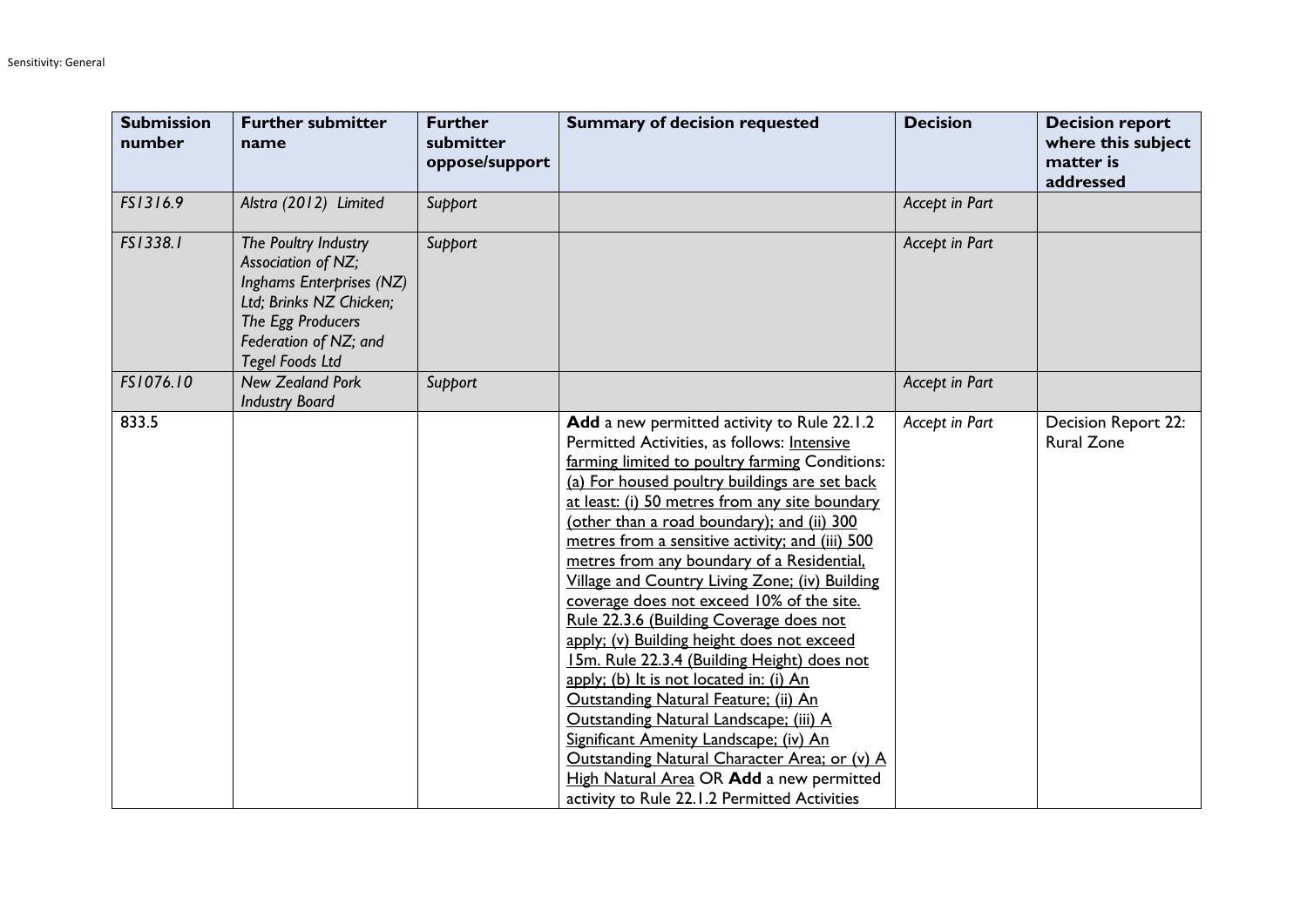| Submission number | Further submitter name | Further submitter oppose/support | Summary of decision requested | Decision | Decision report where this subject matter is addressed |
|---|---|---|---|---|---|
| *FS1316.9* | *Alstra (2012) Limited* | *Support* | | *Accept in Part* | |
| *FS1338.1* | *The Poultry Industry Association of NZ; Inghams Enterprises (NZ) Ltd; Brinks NZ Chicken; The Egg Producers Federation of NZ; and Tegel Foods Ltd* | *Support* | | *Accept in Part* | |
| *FS1076.10* | *New Zealand Pork Industry Board* | *Support* | | *Accept in Part* | |
| 833.5 | | | **Add** a new permitted activity to Rule 22.1.2 Permitted Activities, as follows: Intensive farming limited to poultry farming Conditions: (a) For housed poultry buildings are set back at least: (i) 50 metres from any site boundary (other than a road boundary); and (ii) 300 metres from a sensitive activity; and (iii) 500 metres from any boundary of a Residential, Village and Country Living Zone; (iv) Building coverage does not exceed 10% of the site. Rule 22.3.6 (Building Coverage does not apply; (v) Building height does not exceed 15m. Rule 22.3.4 (Building Height) does not apply; (b) It is not located in: (i) An Outstanding Natural Feature; (ii) An Outstanding Natural Landscape; (iii) A Significant Amenity Landscape; (iv) An Outstanding Natural Character Area; or (v) A High Natural Area OR **Add** a new permitted activity to Rule 22.1.2 Permitted Activities | *Accept in Part* | Decision Report 22: Rural Zone |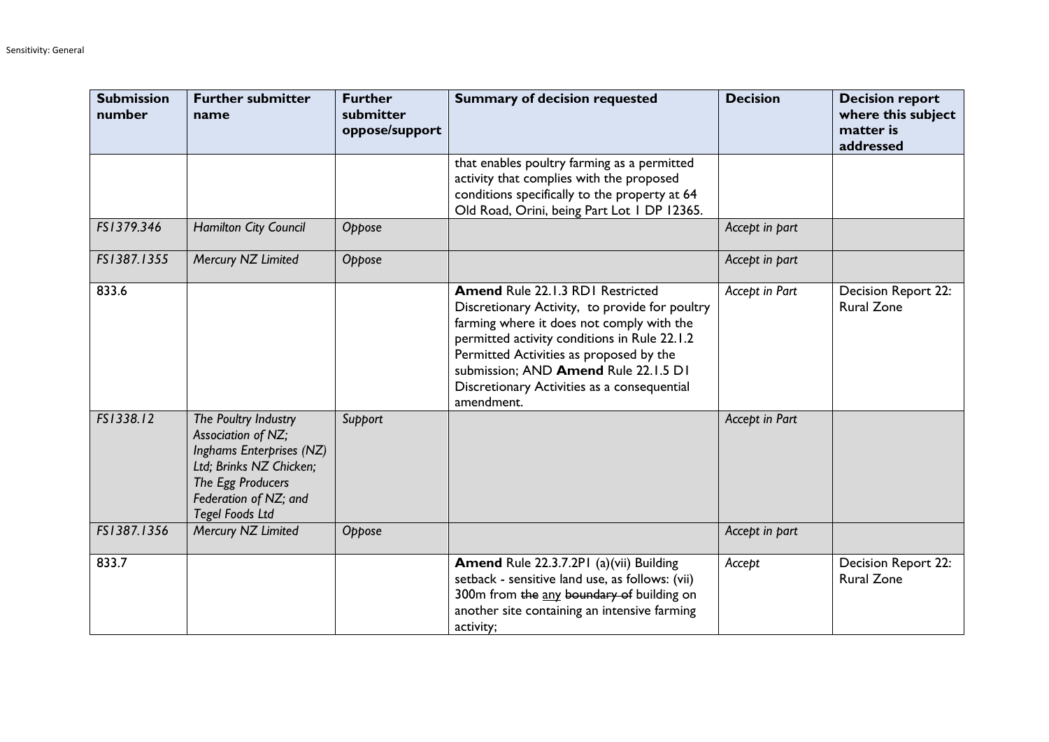| Submission number | Further submitter name | Further submitter oppose/support | Summary of decision requested | Decision | Decision report where this subject matter is addressed |
|---|---|---|---|---|---|
| | | | that enables poultry farming as a permitted activity that complies with the proposed conditions specifically to the property at 64 Old Road, Orini, being Part Lot 1 DP 12365. | | |
| *FS1379.346* | *Hamilton City Council* | *Oppose* | | *Accept in part* | |
| *FS1387.1355* | *Mercury NZ Limited* | *Oppose* | | *Accept in part* | |
| 833.6 | | | **Amend** Rule 22.1.3 RD1 Restricted Discretionary Activity, to provide for poultry farming where it does not comply with the permitted activity conditions in Rule 22.1.2 Permitted Activities as proposed by the submission; AND **Amend** Rule 22.1.5 D1 Discretionary Activities as a consequential amendment. | *Accept in Part* | Decision Report 22: Rural Zone |
| *FS1338.12* | *The Poultry Industry Association of NZ; Inghams Enterprises (NZ) Ltd; Brinks NZ Chicken; The Egg Producers Federation of NZ; and Tegel Foods Ltd* | *Support* | | *Accept in Part* | |
| *FS1387.1356* | *Mercury NZ Limited* | *Oppose* | | *Accept in part* | |
| 833.7 | | | **Amend** Rule 22.3.7.2P1 (a)(vii) Building setback - sensitive land use, as follows: (vii) 300m from ~~the~~ <u>any</u> ~~boundary of~~ building on another site containing an intensive farming activity; | *Accept* | Decision Report 22: Rural Zone |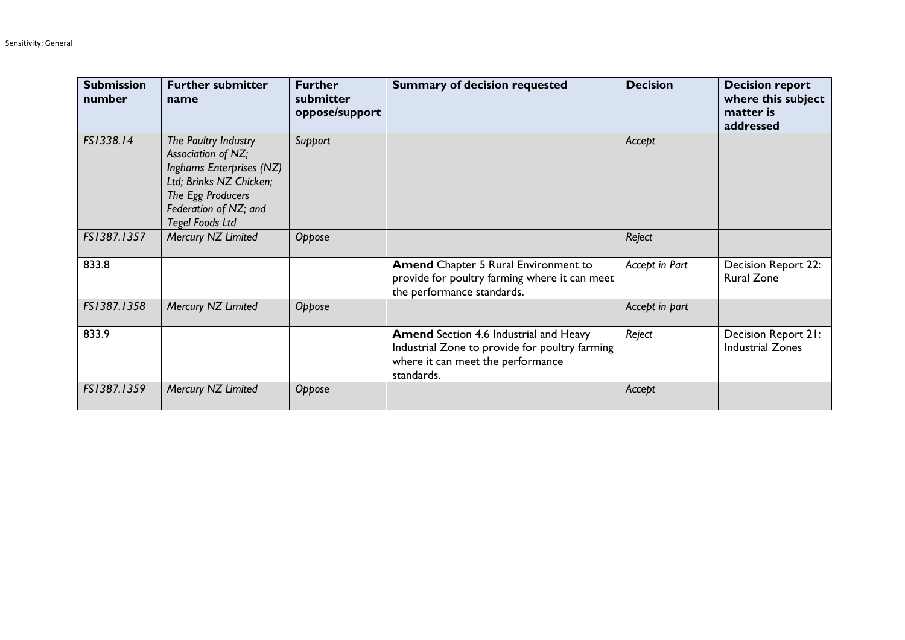| Submission number | Further submitter name | Further submitter oppose/support | Summary of decision requested | Decision | Decision report where this subject matter is addressed |
|---|---|---|---|---|---|
| *FS1338.14* | *The Poultry Industry Association of NZ; Inghams Enterprises (NZ) Ltd; Brinks NZ Chicken; The Egg Producers Federation of NZ; and Tegel Foods Ltd* | *Support* | | *Accept* | |
| *FS1387.1357* | *Mercury NZ Limited* | *Oppose* | | *Reject* | |
| 833.8 | | | **Amend** Chapter 5 Rural Environment to provide for poultry farming where it can meet the performance standards. | *Accept in Part* | Decision Report 22: Rural Zone |
| *FS1387.1358* | *Mercury NZ Limited* | *Oppose* | | *Accept in part* | |
| 833.9 | | | **Amend** Section 4.6 Industrial and Heavy Industrial Zone to provide for poultry farming where it can meet the performance standards. | *Reject* | Decision Report 21: Industrial Zones |
| *FS1387.1359* | *Mercury NZ Limited* | *Oppose* | | *Accept* | |